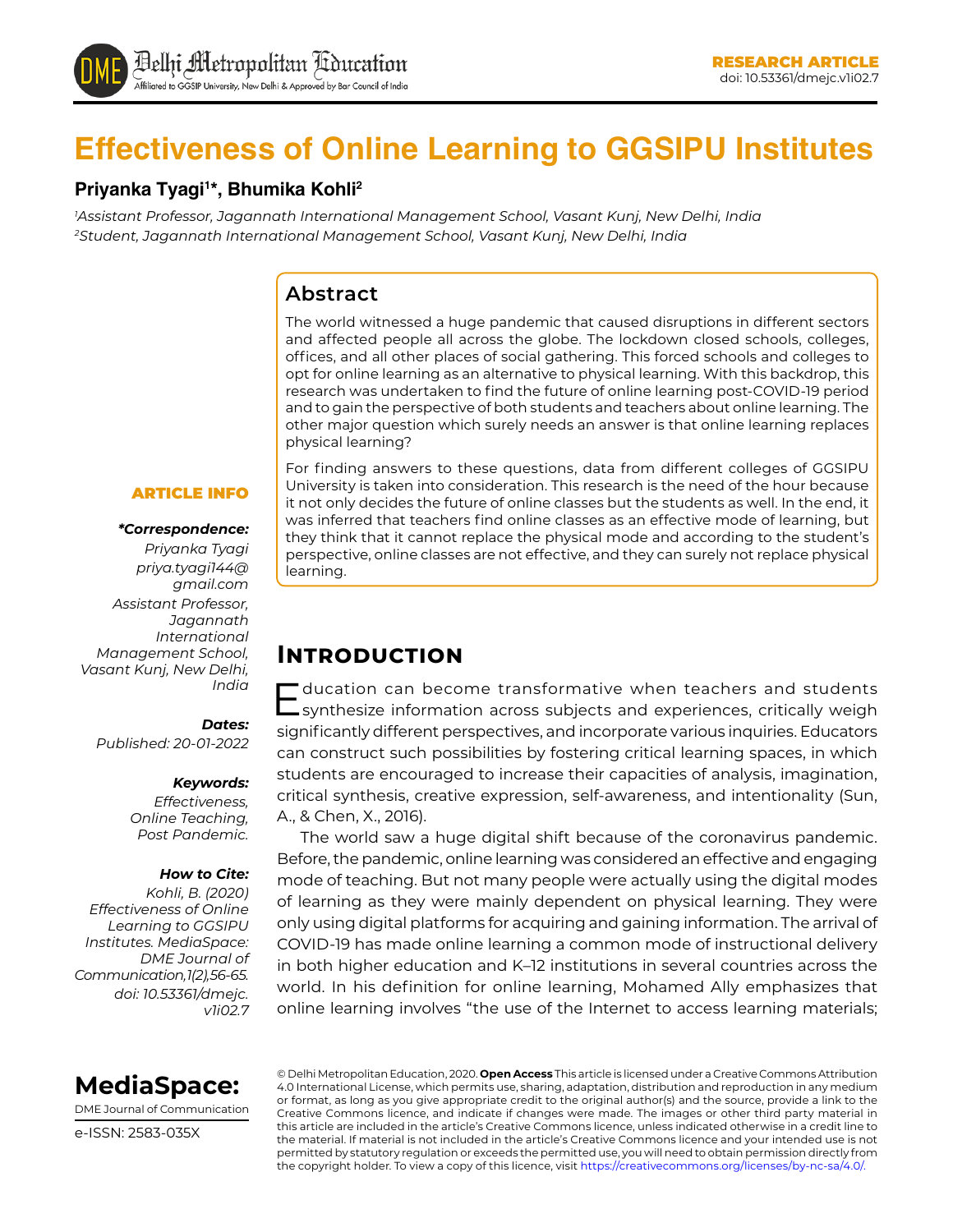RESEARCH ARTICLE
doi: 10.53361/dmejc.v1i02.7

# Effectiveness of Online Learning to GGSIPU Institutes

**Priyanka Tyagi[1]*, Bhumika Kohli[2]**

[1]*Assistant Professor, Jagannath International Management School, Vasant Kunj, New Delhi, India*
[2]*Student, Jagannath International Management School, Vasant Kunj, New Delhi, India*

## Abstract

The world witnessed a huge pandemic that caused disruptions in different sectors and affected people all across the globe. The lockdown closed schools, colleges, offices, and all other places of social gathering. This forced schools and colleges to opt for online learning as an alternative to physical learning. With this backdrop, this research was undertaken to find the future of online learning post-COVID-19 period and to gain the perspective of both students and teachers about online learning. The other major question which surely needs an answer is that online learning replaces physical learning?

For finding answers to these questions, data from different colleges of GGSIPU University is taken into consideration. This research is the need of the hour because it not only decides the future of online classes but the students as well. In the end, it was inferred that teachers find online classes as an effective mode of learning, but they think that it cannot replace the physical mode and according to the student's perspective, online classes are not effective, and they can surely not replace physical learning.

**ARTICLE INFO**

***Correspondence:***
*Priyanka Tyagi*
*priya.tyagi144@gmail.com*
*Assistant Professor, Jagannath International Management School, Vasant Kunj, New Delhi, India*

***Dates:***
*Published: 20-01-2022*

***Keywords:***
*Effectiveness, Online Teaching, Post Pandemic.*

***How to Cite:***
*Kohli, B. (2020) Effectiveness of Online Learning to GGSIPU Institutes. MediaSpace: DME Journal of Communication,1(2),56-65. doi: 10.53361/dmejc.v1i02.7*

## Introduction

Education can become transformative when teachers and students synthesize information across subjects and experiences, critically weigh significantly different perspectives, and incorporate various inquiries. Educators can construct such possibilities by fostering critical learning spaces, in which students are encouraged to increase their capacities of analysis, imagination, critical synthesis, creative expression, self-awareness, and intentionality (Sun, A., & Chen, X., 2016).

The world saw a huge digital shift because of the coronavirus pandemic. Before, the pandemic, online learning was considered an effective and engaging mode of teaching. But not many people were actually using the digital modes of learning as they were mainly dependent on physical learning. They were only using digital platforms for acquiring and gaining information. The arrival of COVID-19 has made online learning a common mode of instructional delivery in both higher education and K–12 institutions in several countries across the world. In his definition for online learning, Mohamed Ally emphasizes that online learning involves "the use of the Internet to access learning materials;

**MediaSpace:**
DME Journal of Communication
e-ISSN: 2583-035X

© Delhi Metropolitan Education, 2020. **Open Access** This article is licensed under a Creative Commons Attribution 4.0 International License, which permits use, sharing, adaptation, distribution and reproduction in any medium or format, as long as you give appropriate credit to the original author(s) and the source, provide a link to the Creative Commons licence, and indicate if changes were made. The images or other third party material in this article are included in the article's Creative Commons licence, unless indicated otherwise in a credit line to the material. If material is not included in the article's Creative Commons licence and your intended use is not permitted by statutory regulation or exceeds the permitted use, you will need to obtain permission directly from the copyright holder. To view a copy of this licence, visit https://creativecommons.org/licenses/by-nc-sa/4.0/.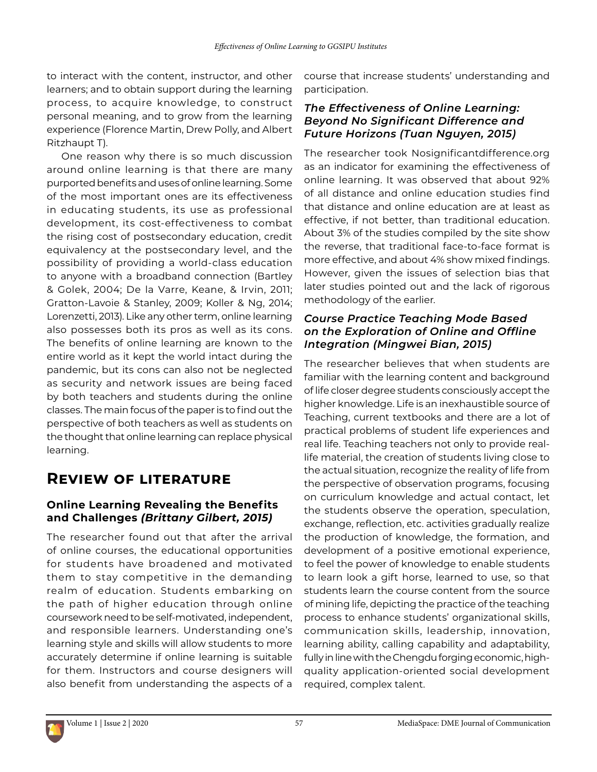to interact with the content, instructor, and other learners; and to obtain support during the learning process, to acquire knowledge, to construct personal meaning, and to grow from the learning experience (Florence Martin, Drew Polly, and Albert Ritzhaupt T).

One reason why there is so much discussion around online learning is that there are many purported benefits and uses of online learning. Some of the most important ones are its effectiveness in educating students, its use as professional development, its cost-effectiveness to combat the rising cost of postsecondary education, credit equivalency at the postsecondary level, and the possibility of providing a world-class education to anyone with a broadband connection (Bartley & Golek, 2004; De la Varre, Keane, & Irvin, 2011; Gratton-Lavoie & Stanley, 2009; Koller & Ng, 2014; Lorenzetti, 2013). Like any other term, online learning also possesses both its pros as well as its cons. The benefits of online learning are known to the entire world as it kept the world intact during the pandemic, but its cons can also not be neglected as security and network issues are being faced by both teachers and students during the online classes. The main focus of the paper is to find out the perspective of both teachers as well as students on the thought that online learning can replace physical learning.

## Review of literature

### Online Learning Revealing the Benefits and Challenges *(Brittany Gilbert, 2015)*

The researcher found out that after the arrival of online courses, the educational opportunities for students have broadened and motivated them to stay competitive in the demanding realm of education. Students embarking on the path of higher education through online coursework need to be self-motivated, independent, and responsible learners. Understanding one's learning style and skills will allow students to more accurately determine if online learning is suitable for them. Instructors and course designers will also benefit from understanding the aspects of a course that increase students' understanding and participation.

### *The Effectiveness of Online Learning: Beyond No Significant Difference and Future Horizons (Tuan Nguyen, 2015)*

The researcher took Nosignificantdifference.org as an indicator for examining the effectiveness of online learning. It was observed that about 92% of all distance and online education studies find that distance and online education are at least as effective, if not better, than traditional education. About 3% of the studies compiled by the site show the reverse, that traditional face-to-face format is more effective, and about 4% show mixed findings. However, given the issues of selection bias that later studies pointed out and the lack of rigorous methodology of the earlier.

### *Course Practice Teaching Mode Based on the Exploration of Online and Offline Integration (Mingwei Bian, 2015)*

The researcher believes that when students are familiar with the learning content and background of life closer degree students consciously accept the higher knowledge. Life is an inexhaustible source of Teaching, current textbooks and there are a lot of practical problems of student life experiences and real life. Teaching teachers not only to provide real-life material, the creation of students living close to the actual situation, recognize the reality of life from the perspective of observation programs, focusing on curriculum knowledge and actual contact, let the students observe the operation, speculation, exchange, reflection, etc. activities gradually realize the production of knowledge, the formation, and development of a positive emotional experience, to feel the power of knowledge to enable students to learn look a gift horse, learned to use, so that students learn the course content from the source of mining life, depicting the practice of the teaching process to enhance students' organizational skills, communication skills, leadership, innovation, learning ability, calling capability and adaptability, fully in line with the Chengdu forging economic, high-quality application-oriented social development required, complex talent.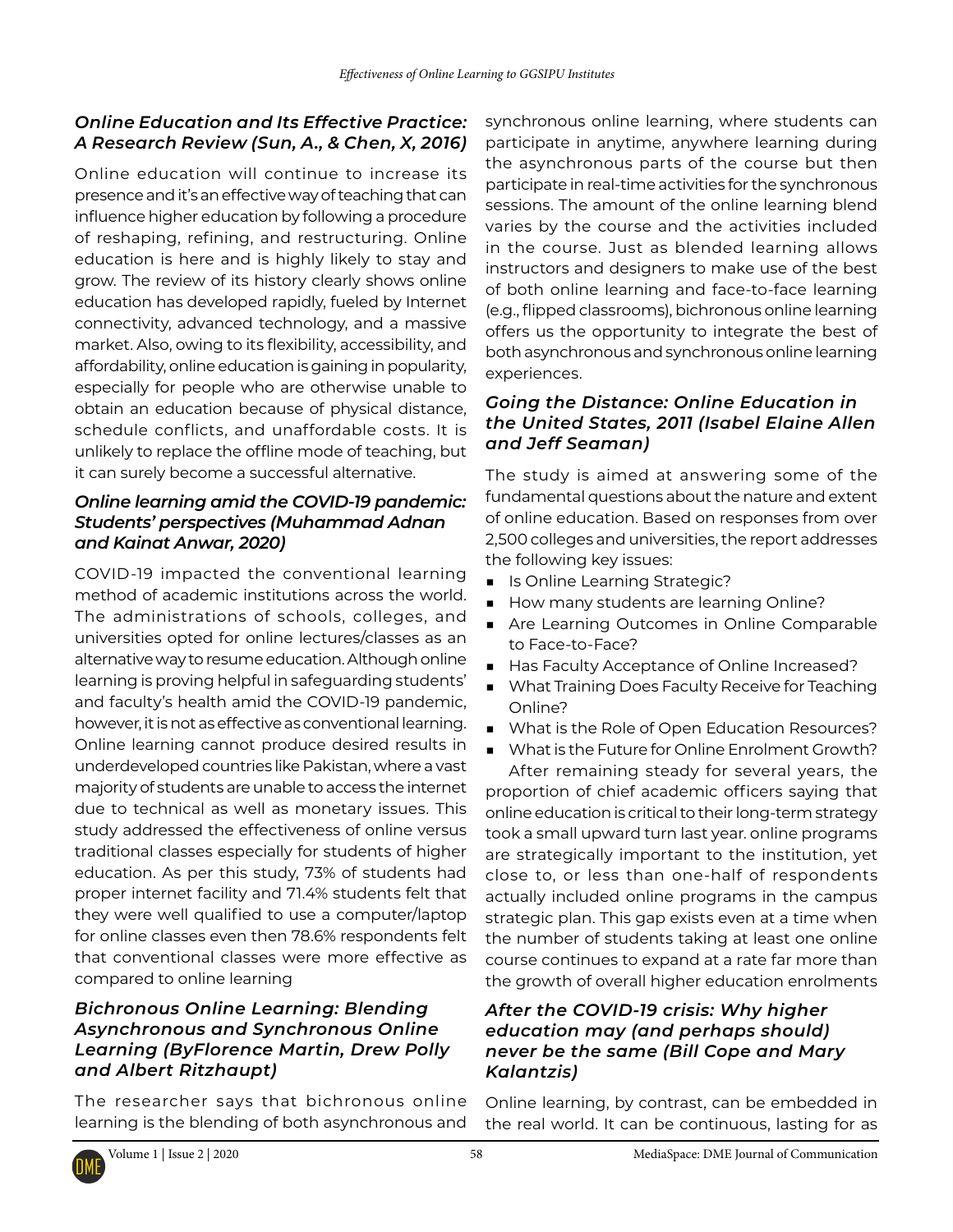### *Online Education and Its Effective Practice: A Research Review (Sun, A., & Chen, X, 2016)*

Online education will continue to increase its presence and it's an effective way of teaching that can influence higher education by following a procedure of reshaping, refining, and restructuring. Online education is here and is highly likely to stay and grow. The review of its history clearly shows online education has developed rapidly, fueled by Internet connectivity, advanced technology, and a massive market. Also, owing to its flexibility, accessibility, and affordability, online education is gaining in popularity, especially for people who are otherwise unable to obtain an education because of physical distance, schedule conflicts, and unaffordable costs. It is unlikely to replace the offline mode of teaching, but it can surely become a successful alternative.

### *Online learning amid the COVID-19 pandemic: Students' perspectives (Muhammad Adnan and Kainat Anwar, 2020)*

COVID-19 impacted the conventional learning method of academic institutions across the world. The administrations of schools, colleges, and universities opted for online lectures/classes as an alternative way to resume education. Although online learning is proving helpful in safeguarding students' and faculty's health amid the COVID-19 pandemic, however, it is not as effective as conventional learning. Online learning cannot produce desired results in underdeveloped countries like Pakistan, where a vast majority of students are unable to access the internet due to technical as well as monetary issues. This study addressed the effectiveness of online versus traditional classes especially for students of higher education. As per this study, 73% of students had proper internet facility and 71.4% students felt that they were well qualified to use a computer/laptop for online classes even then 78.6% respondents felt that conventional classes were more effective as compared to online learning

### *Bichronous Online Learning: Blending Asynchronous and Synchronous Online Learning (ByFlorence Martin, Drew Polly and Albert Ritzhaupt)*

The researcher says that bichronous online learning is the blending of both asynchronous and synchronous online learning, where students can participate in anytime, anywhere learning during the asynchronous parts of the course but then participate in real-time activities for the synchronous sessions. The amount of the online learning blend varies by the course and the activities included in the course. Just as blended learning allows instructors and designers to make use of the best of both online learning and face-to-face learning (e.g., flipped classrooms), bichronous online learning offers us the opportunity to integrate the best of both asynchronous and synchronous online learning experiences.

### *Going the Distance: Online Education in the United States, 2011 (Isabel Elaine Allen and Jeff Seaman)*

The study is aimed at answering some of the fundamental questions about the nature and extent of online education. Based on responses from over 2,500 colleges and universities, the report addresses the following key issues:

- Is Online Learning Strategic?
- How many students are learning Online?
- Are Learning Outcomes in Online Comparable to Face-to-Face?
- Has Faculty Acceptance of Online Increased?
- What Training Does Faculty Receive for Teaching Online?
- What is the Role of Open Education Resources?
- What is the Future for Online Enrolment Growth?

After remaining steady for several years, the proportion of chief academic officers saying that online education is critical to their long-term strategy took a small upward turn last year. online programs are strategically important to the institution, yet close to, or less than one-half of respondents actually included online programs in the campus strategic plan. This gap exists even at a time when the number of students taking at least one online course continues to expand at a rate far more than the growth of overall higher education enrolments

### *After the COVID-19 crisis: Why higher education may (and perhaps should) never be the same (Bill Cope and Mary Kalantzis)*

Online learning, by contrast, can be embedded in the real world. It can be continuous, lasting for as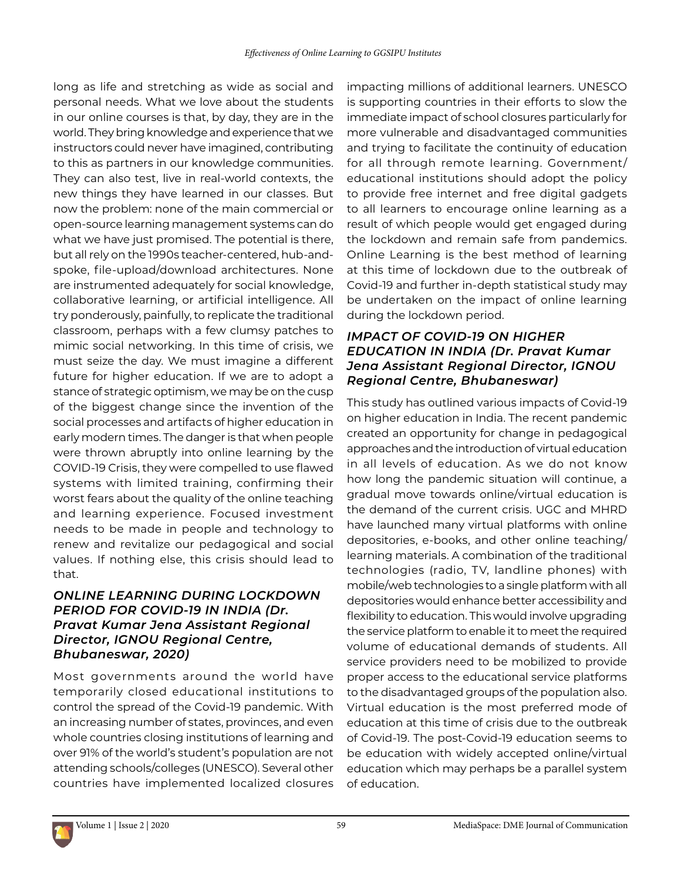long as life and stretching as wide as social and personal needs. What we love about the students in our online courses is that, by day, they are in the world. They bring knowledge and experience that we instructors could never have imagined, contributing to this as partners in our knowledge communities. They can also test, live in real-world contexts, the new things they have learned in our classes. But now the problem: none of the main commercial or open-source learning management systems can do what we have just promised. The potential is there, but all rely on the 1990s teacher-centered, hub-and-spoke, file-upload/download architectures. None are instrumented adequately for social knowledge, collaborative learning, or artificial intelligence. All try ponderously, painfully, to replicate the traditional classroom, perhaps with a few clumsy patches to mimic social networking. In this time of crisis, we must seize the day. We must imagine a different future for higher education. If we are to adopt a stance of strategic optimism, we may be on the cusp of the biggest change since the invention of the social processes and artifacts of higher education in early modern times. The danger is that when people were thrown abruptly into online learning by the COVID-19 Crisis, they were compelled to use flawed systems with limited training, confirming their worst fears about the quality of the online teaching and learning experience. Focused investment needs to be made in people and technology to renew and revitalize our pedagogical and social values. If nothing else, this crisis should lead to that.

### *ONLINE LEARNING DURING LOCKDOWN PERIOD FOR COVID-19 IN INDIA (Dr. Pravat Kumar Jena Assistant Regional Director, IGNOU Regional Centre, Bhubaneswar, 2020)*

Most governments around the world have temporarily closed educational institutions to control the spread of the Covid-19 pandemic. With an increasing number of states, provinces, and even whole countries closing institutions of learning and over 91% of the world's student's population are not attending schools/colleges (UNESCO). Several other countries have implemented localized closures impacting millions of additional learners. UNESCO is supporting countries in their efforts to slow the immediate impact of school closures particularly for more vulnerable and disadvantaged communities and trying to facilitate the continuity of education for all through remote learning. Government/ educational institutions should adopt the policy to provide free internet and free digital gadgets to all learners to encourage online learning as a result of which people would get engaged during the lockdown and remain safe from pandemics. Online Learning is the best method of learning at this time of lockdown due to the outbreak of Covid-19 and further in-depth statistical study may be undertaken on the impact of online learning during the lockdown period.

### *IMPACT OF COVID-19 ON HIGHER EDUCATION IN INDIA (Dr. Pravat Kumar Jena Assistant Regional Director, IGNOU Regional Centre, Bhubaneswar)*

This study has outlined various impacts of Covid-19 on higher education in India. The recent pandemic created an opportunity for change in pedagogical approaches and the introduction of virtual education in all levels of education. As we do not know how long the pandemic situation will continue, a gradual move towards online/virtual education is the demand of the current crisis. UGC and MHRD have launched many virtual platforms with online depositories, e-books, and other online teaching/ learning materials. A combination of the traditional technologies (radio, TV, landline phones) with mobile/web technologies to a single platform with all depositories would enhance better accessibility and flexibility to education. This would involve upgrading the service platform to enable it to meet the required volume of educational demands of students. All service providers need to be mobilized to provide proper access to the educational service platforms to the disadvantaged groups of the population also. Virtual education is the most preferred mode of education at this time of crisis due to the outbreak of Covid-19. The post-Covid-19 education seems to be education with widely accepted online/virtual education which may perhaps be a parallel system of education.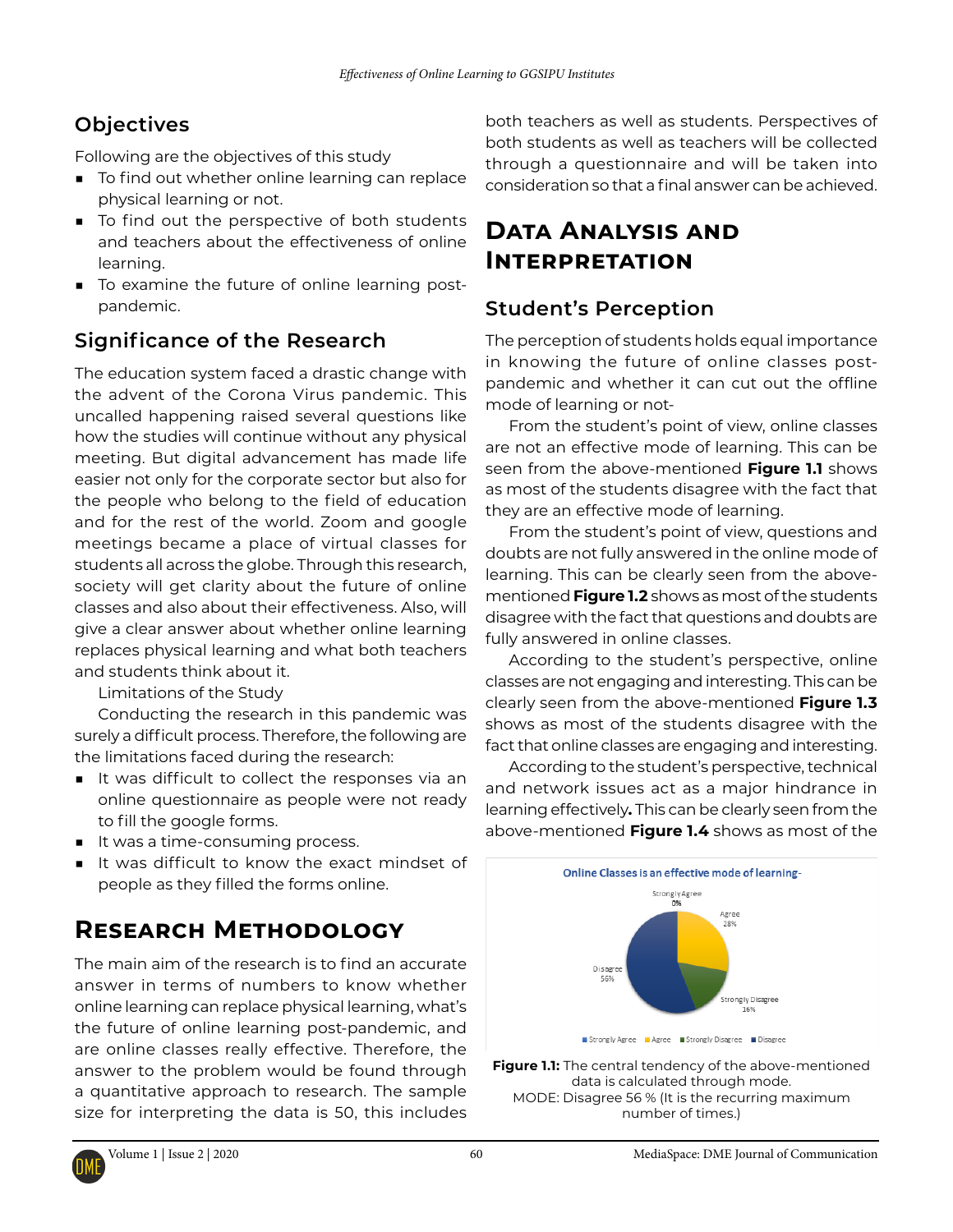## Objectives

Following are the objectives of this study

- To find out whether online learning can replace physical learning or not.
- To find out the perspective of both students and teachers about the effectiveness of online learning.
- To examine the future of online learning post-pandemic.

## Significance of the Research

The education system faced a drastic change with the advent of the Corona Virus pandemic. This uncalled happening raised several questions like how the studies will continue without any physical meeting. But digital advancement has made life easier not only for the corporate sector but also for the people who belong to the field of education and for the rest of the world. Zoom and google meetings became a place of virtual classes for students all across the globe. Through this research, society will get clarity about the future of online classes and also about their effectiveness. Also, will give a clear answer about whether online learning replaces physical learning and what both teachers and students think about it.

Limitations of the Study

Conducting the research in this pandemic was surely a difficult process. Therefore, the following are the limitations faced during the research:

- It was difficult to collect the responses via an online questionnaire as people were not ready to fill the google forms.
- It was a time-consuming process.
- It was difficult to know the exact mindset of people as they filled the forms online.

# Research Methodology

The main aim of the research is to find an accurate answer in terms of numbers to know whether online learning can replace physical learning, what's the future of online learning post-pandemic, and are online classes really effective. Therefore, the answer to the problem would be found through a quantitative approach to research. The sample size for interpreting the data is 50, this includes both teachers as well as students. Perspectives of both students as well as teachers will be collected through a questionnaire and will be taken into consideration so that a final answer can be achieved.

# Data Analysis and Interpretation

## Student's Perception

The perception of students holds equal importance in knowing the future of online classes post-pandemic and whether it can cut out the offline mode of learning or not-

From the student's point of view, online classes are not an effective mode of learning. This can be seen from the above-mentioned **Figure 1.1** shows as most of the students disagree with the fact that they are an effective mode of learning.

From the student's point of view, questions and doubts are not fully answered in the online mode of learning. This can be clearly seen from the above-mentioned **Figure 1.2** shows as most of the students disagree with the fact that questions and doubts are fully answered in online classes.

According to the student's perspective, online classes are not engaging and interesting. This can be clearly seen from the above-mentioned **Figure 1.3** shows as most of the students disagree with the fact that online classes are engaging and interesting.

According to the student's perspective, technical and network issues act as a major hindrance in learning effectively**.** This can be clearly seen from the above-mentioned **Figure 1.4** shows as most of the

Online Classes is an effective mode of learning-

Strongly Agree 0%; Agree 28%; Strongly Disagree 16%; Disagree 56%

**Figure 1.1:** The central tendency of the above-mentioned data is calculated through mode.
MODE: Disagree 56 % (It is the recurring maximum number of times.)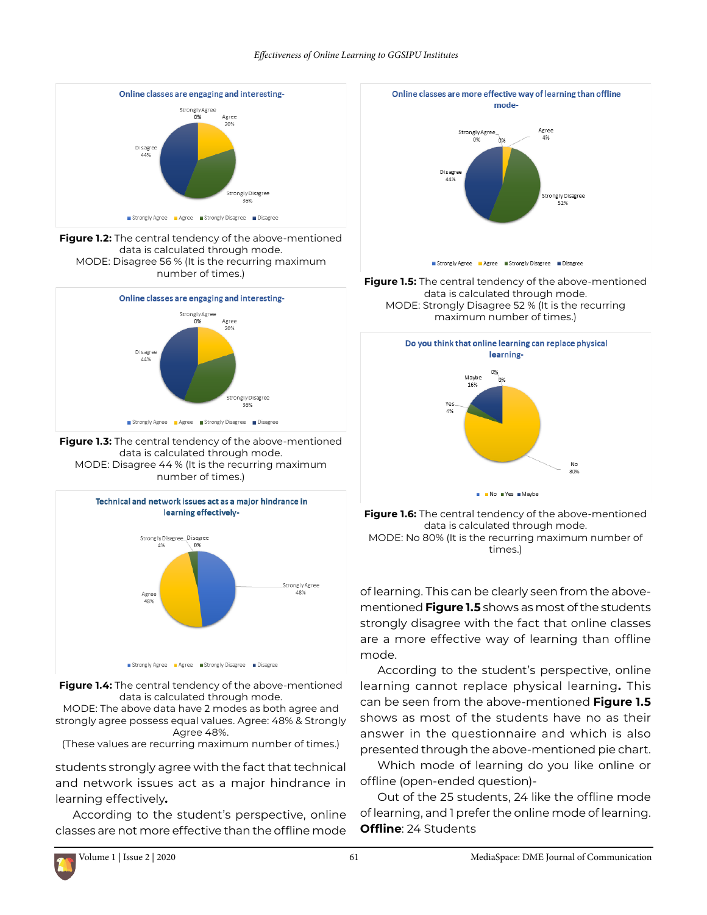**Figure 1.2:** The central tendency of the above-mentioned data is calculated through mode.
MODE: Disagree 56 % (It is the recurring maximum number of times.)

**Figure 1.3:** The central tendency of the above-mentioned data is calculated through mode.
MODE: Disagree 44 % (It is the recurring maximum number of times.)

**Figure 1.4:** The central tendency of the above-mentioned data is calculated through mode.
MODE: The above data have 2 modes as both agree and strongly agree possess equal values. Agree: 48% & Strongly Agree 48%.
(These values are recurring maximum number of times.)

students strongly agree with the fact that technical and network issues act as a major hindrance in learning effectively**.**

According to the student's perspective, online classes are not more effective than the offline mode

**Figure 1.5:** The central tendency of the above-mentioned data is calculated through mode.
MODE: Strongly Disagree 52 % (It is the recurring maximum number of times.)

**Figure 1.6:** The central tendency of the above-mentioned data is calculated through mode.
MODE: No 80% (It is the recurring maximum number of times.)

of learning. This can be clearly seen from the above-mentioned **Figure 1.5** shows as most of the students strongly disagree with the fact that online classes are a more effective way of learning than offline mode.

According to the student's perspective, online learning cannot replace physical learning**.** This can be seen from the above-mentioned **Figure 1.5** shows as most of the students have no as their answer in the questionnaire and which is also presented through the above-mentioned pie chart.

Which mode of learning do you like online or offline (open-ended question)-

Out of the 25 students, 24 like the offline mode of learning, and 1 prefer the online mode of learning.

**Offline**: 24 Students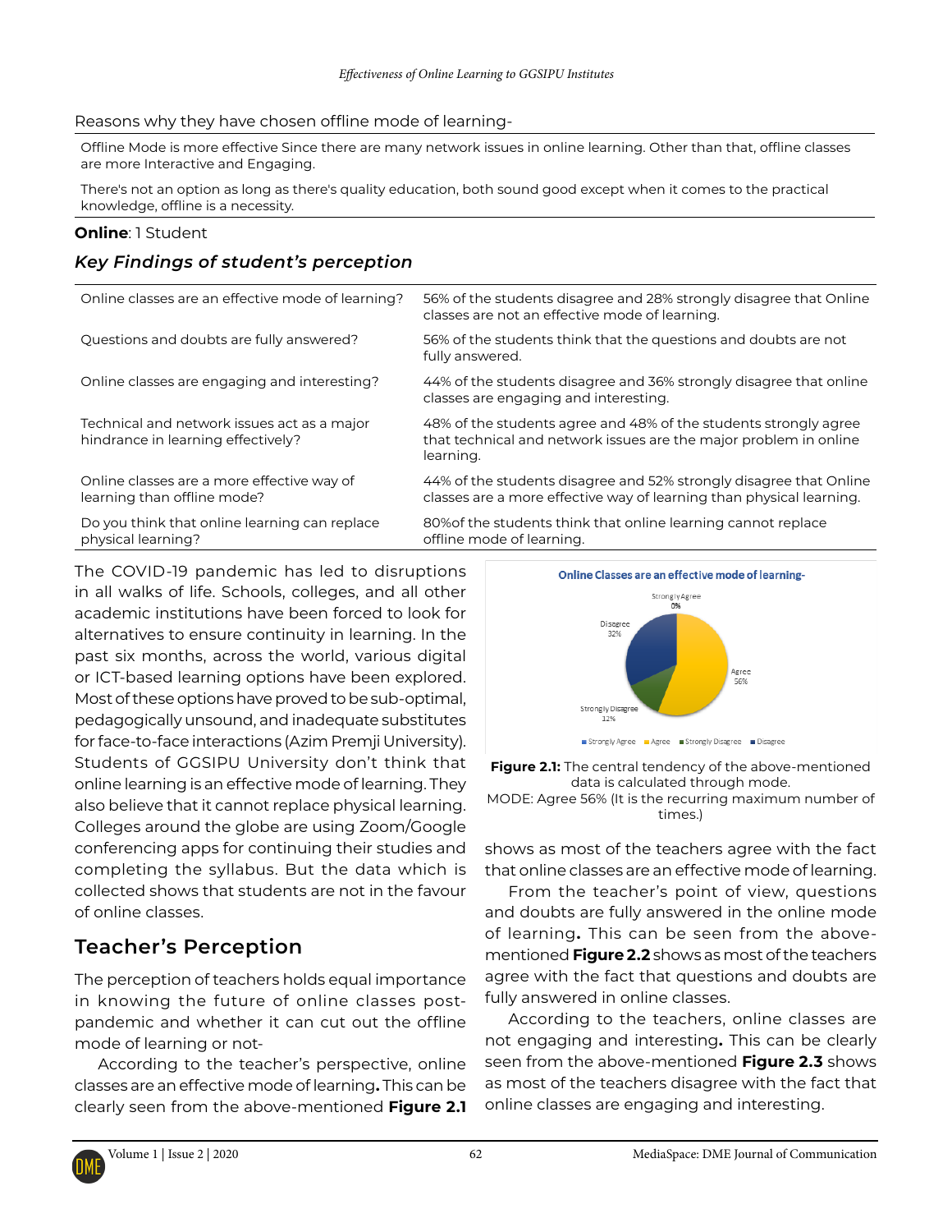Reasons why they have chosen offline mode of learning-

| |
|---|
| Offline Mode is more effective Since there are many network issues in online learning. Other than that, offline classes are more Interactive and Engaging. |
| There's not an option as long as there's quality education, both sound good except when it comes to the practical knowledge, offline is a necessity. |

**Online**: 1 Student

### *Key Findings of student's perception*

| | |
|---|---|
| Online classes are an effective mode of learning? | 56% of the students disagree and 28% strongly disagree that Online classes are not an effective mode of learning. |
| Questions and doubts are fully answered? | 56% of the students think that the questions and doubts are not fully answered. |
| Online classes are engaging and interesting? | 44% of the students disagree and 36% strongly disagree that online classes are engaging and interesting. |
| Technical and network issues act as a major hindrance in learning effectively? | 48% of the students agree and 48% of the students strongly agree that technical and network issues are the major problem in online learning. |
| Online classes are a more effective way of learning than offline mode? | 44% of the students disagree and 52% strongly disagree that Online classes are a more effective way of learning than physical learning. |
| Do you think that online learning can replace physical learning? | 80%of the students think that online learning cannot replace offline mode of learning. |

The COVID-19 pandemic has led to disruptions in all walks of life. Schools, colleges, and all other academic institutions have been forced to look for alternatives to ensure continuity in learning. In the past six months, across the world, various digital or ICT-based learning options have been explored. Most of these options have proved to be sub-optimal, pedagogically unsound, and inadequate substitutes for face-to-face interactions (Azim Premji University). Students of GGSIPU University don't think that online learning is an effective mode of learning. They also believe that it cannot replace physical learning. Colleges around the globe are using Zoom/Google conferencing apps for continuing their studies and completing the syllabus. But the data which is collected shows that students are not in the favour of online classes.

## Teacher's Perception

The perception of teachers holds equal importance in knowing the future of online classes post-pandemic and whether it can cut out the offline mode of learning or not-

According to the teacher's perspective, online classes are an effective mode of learning**.** This can be clearly seen from the above-mentioned **Figure 2.1** shows as most of the teachers agree with the fact that online classes are an effective mode of learning.

**Online Classes are an effective mode of learning-**

Strongly Agree 0%; Agree 56%; Strongly Disagree 12%; Disagree 32%

**Figure 2.1:** The central tendency of the above-mentioned data is calculated through mode.
MODE: Agree 56% (It is the recurring maximum number of times.)

From the teacher's point of view, questions and doubts are fully answered in the online mode of learning**.** This can be seen from the above-mentioned **Figure 2.2** shows as most of the teachers agree with the fact that questions and doubts are fully answered in online classes.

According to the teachers, online classes are not engaging and interesting**.** This can be clearly seen from the above-mentioned **Figure 2.3** shows as most of the teachers disagree with the fact that online classes are engaging and interesting.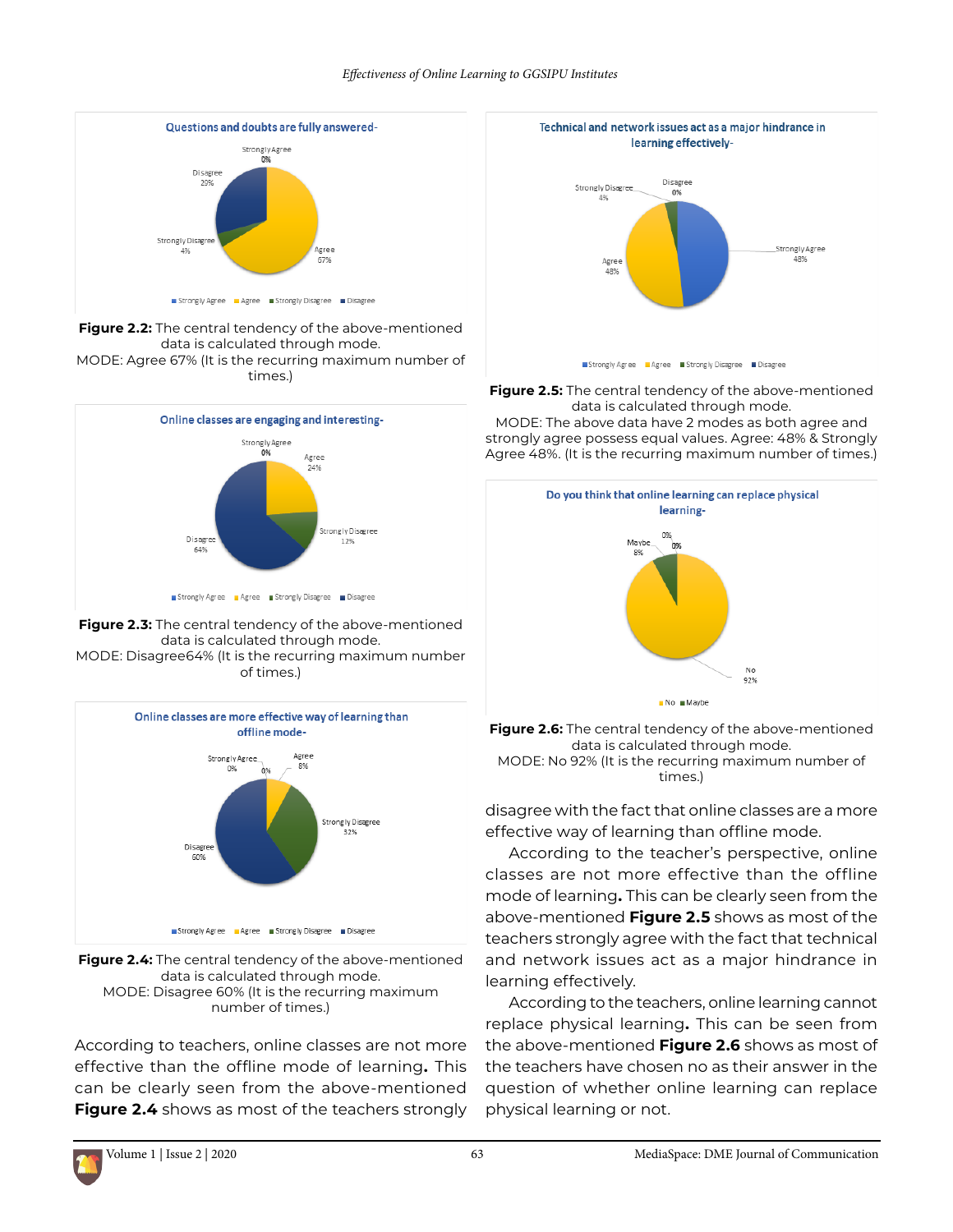**Figure 2.2:** The central tendency of the above-mentioned data is calculated through mode.
MODE: Agree 67% (It is the recurring maximum number of times.)

**Figure 2.3:** The central tendency of the above-mentioned data is calculated through mode.
MODE: Disagree64% (It is the recurring maximum number of times.)

**Figure 2.4:** The central tendency of the above-mentioned data is calculated through mode.
MODE: Disagree 60% (It is the recurring maximum number of times.)

According to teachers, online classes are not more effective than the offline mode of learning**.** This can be clearly seen from the above-mentioned **Figure 2.4** shows as most of the teachers strongly

**Figure 2.5:** The central tendency of the above-mentioned data is calculated through mode.
MODE: The above data have 2 modes as both agree and strongly agree possess equal values. Agree: 48% & Strongly Agree 48%. (It is the recurring maximum number of times.)

**Figure 2.6:** The central tendency of the above-mentioned data is calculated through mode.
MODE: No 92% (It is the recurring maximum number of times.)

disagree with the fact that online classes are a more effective way of learning than offline mode.

According to the teacher's perspective, online classes are not more effective than the offline mode of learning**.** This can be clearly seen from the above-mentioned **Figure 2.5** shows as most of the teachers strongly agree with the fact that technical and network issues act as a major hindrance in learning effectively.

According to the teachers, online learning cannot replace physical learning**.** This can be seen from the above-mentioned **Figure 2.6** shows as most of the teachers have chosen no as their answer in the question of whether online learning can replace physical learning or not.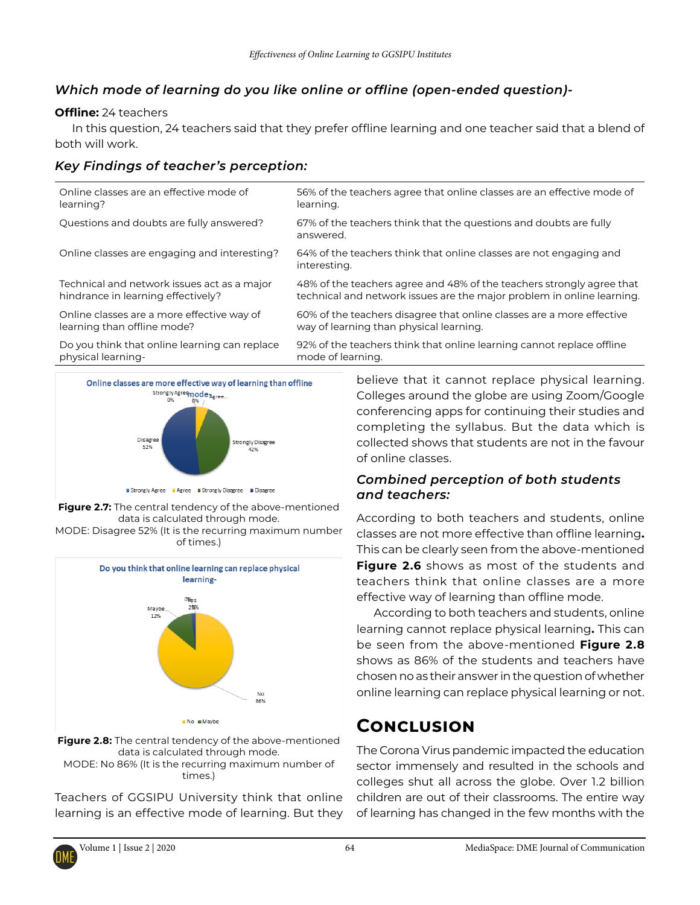### *Which mode of learning do you like online or offline (open-ended question)-*

**Offline:** 24 teachers

In this question, 24 teachers said that they prefer offline learning and one teacher said that a blend of both will work.

### *Key Findings of teacher's perception:*

| | |
|---|---|
| Online classes are an effective mode of learning? | 56% of the teachers agree that online classes are an effective mode of learning. |
| Questions and doubts are fully answered? | 67% of the teachers think that the questions and doubts are fully answered. |
| Online classes are engaging and interesting? | 64% of the teachers think that online classes are not engaging and interesting. |
| Technical and network issues act as a major hindrance in learning effectively? | 48% of the teachers agree and 48% of the teachers strongly agree that technical and network issues are the major problem in online learning. |
| Online classes are a more effective way of learning than offline mode? | 60% of the teachers disagree that online classes are a more effective way of learning than physical learning. |
| Do you think that online learning can replace physical learning- | 92% of the teachers think that online learning cannot replace offline mode of learning. |

**Figure 2.7:** The central tendency of the above-mentioned data is calculated through mode.
MODE: Disagree 52% (It is the recurring maximum number of times.)

**Figure 2.8:** The central tendency of the above-mentioned data is calculated through mode.
MODE: No 86% (It is the recurring maximum number of times.)

Teachers of GGSIPU University think that online learning is an effective mode of learning. But they believe that it cannot replace physical learning. Colleges around the globe are using Zoom/Google conferencing apps for continuing their studies and completing the syllabus. But the data which is collected shows that students are not in the favour of online classes.

### *Combined perception of both students and teachers:*

According to both teachers and students, online classes are not more effective than offline learning**.** This can be clearly seen from the above-mentioned **Figure 2.6** shows as most of the students and teachers think that online classes are a more effective way of learning than offline mode.

According to both teachers and students, online learning cannot replace physical learning**.** This can be seen from the above-mentioned **Figure 2.8** shows as 86% of the students and teachers have chosen no as their answer in the question of whether online learning can replace physical learning or not.

## Conclusion

The Corona Virus pandemic impacted the education sector immensely and resulted in the schools and colleges shut all across the globe. Over 1.2 billion children are out of their classrooms. The entire way of learning has changed in the few months with the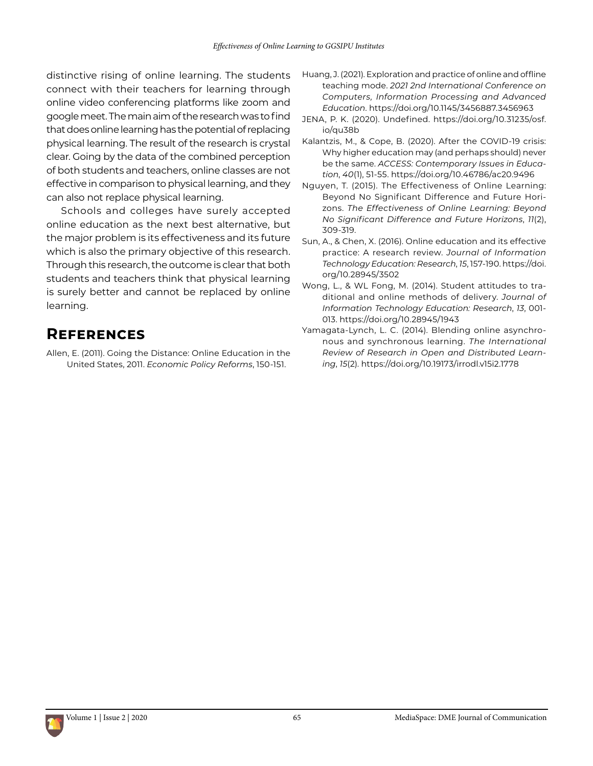distinctive rising of online learning. The students connect with their teachers for learning through online video conferencing platforms like zoom and google meet. The main aim of the research was to find that does online learning has the potential of replacing physical learning. The result of the research is crystal clear. Going by the data of the combined perception of both students and teachers, online classes are not effective in comparison to physical learning, and they can also not replace physical learning.

Schools and colleges have surely accepted online education as the next best alternative, but the major problem is its effectiveness and its future which is also the primary objective of this research. Through this research, the outcome is clear that both students and teachers think that physical learning is surely better and cannot be replaced by online learning.

## References

Allen, E. (2011). Going the Distance: Online Education in the United States, 2011. *Economic Policy Reforms*, 150-151.

Huang, J. (2021). Exploration and practice of online and offline teaching mode. *2021 2nd International Conference on Computers, Information Processing and Advanced Education*. https://doi.org/10.1145/3456887.3456963

JENA, P. K. (2020). Undefined. https://doi.org/10.31235/osf.io/qu38b

Kalantzis, M., & Cope, B. (2020). After the COVID-19 crisis: Why higher education may (and perhaps should) never be the same. *ACCESS: Contemporary Issues in Education*, *40*(1), 51-55. https://doi.org/10.46786/ac20.9496

Nguyen, T. (2015). The Effectiveness of Online Learning: Beyond No Significant Difference and Future Horizons. *The Effectiveness of Online Learning: Beyond No Significant Difference and Future Horizons*, *11*(2), 309-319.

Sun, A., & Chen, X. (2016). Online education and its effective practice: A research review. *Journal of Information Technology Education: Research*, *15*, 157-190. https://doi.org/10.28945/3502

Wong, L., & WL Fong, M. (2014). Student attitudes to traditional and online methods of delivery. *Journal of Information Technology Education: Research*, *13*, 001-013. https://doi.org/10.28945/1943

Yamagata-Lynch, L. C. (2014). Blending online asynchronous and synchronous learning. *The International Review of Research in Open and Distributed Learning*, *15*(2). https://doi.org/10.19173/irrodl.v15i2.1778